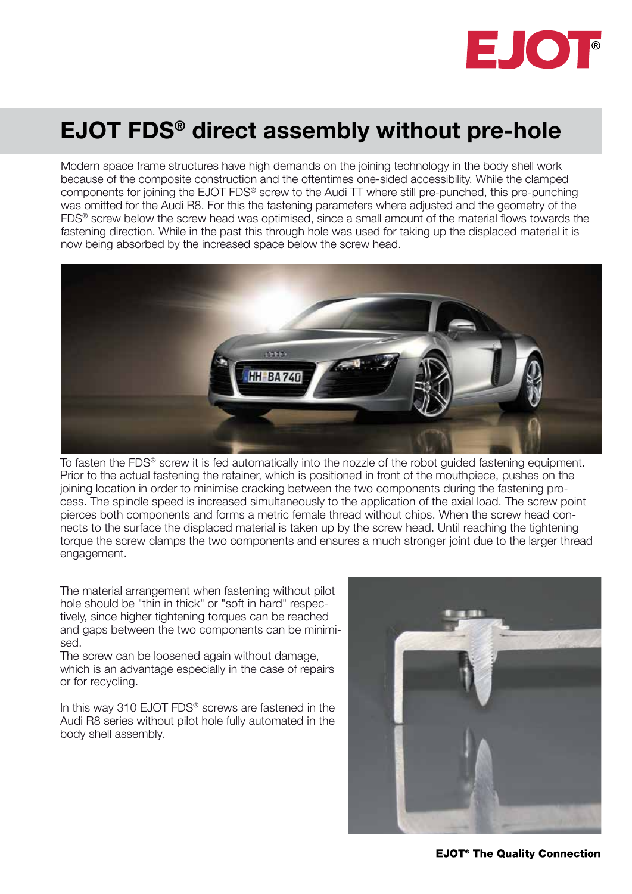# EJOT FDS® direct assembly without pre-hole

Modern space frame structures have high demands on the joining technology in the body shell work because of the composite construction and the oftentimes one-sided accessibility. While the clamped components for joining the EJOT FDS® screw to the Audi TT where still pre-punched, this pre-punching was omitted for the Audi R8. For this the fastening parameters where adjusted and the geometry of the FDS® screw below the screw head was optimised, since a small amount of the material flows towards the fastening direction. While in the past this through hole was used for taking up the displaced material it is now being absorbed by the increased space below the screw head.

To fasten the FDS® screw it is fed automatically into the nozzle of the robot guided fastening equipment. Prior to the actual fastening the retainer, which is positioned in front of the mouthpiece, pushes on the joining location in order to minimise cracking between the two components during the fastening process. The spindle speed is increased simultaneously to the application of the axial load. The screw point pierces both components and forms a metric female thread without chips. When the screw head connects to the surface the displaced material is taken up by the screw head. Until reaching the tightening torque the screw clamps the two components and ensures a much stronger joint due to the larger thread engagement.

The material arrangement when fastening without pilot hole should be "thin in thick" or "soft in hard" respectively, since higher tightening torques can be reached and gaps between the two components can be minimised.

The screw can be loosened again without damage, which is an advantage especially in the case of repairs or for recycling.

In this way 310 EJOT FDS® screws are fastened in the Audi R8 series without pilot hole fully automated in the body shell assembly.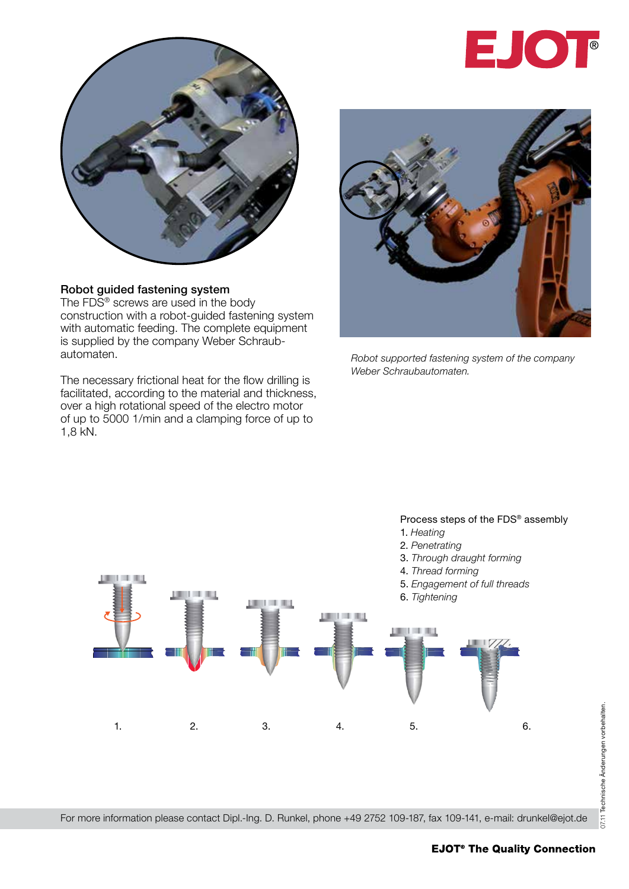### Robot guided fastening system

The FDS® screws are used in the body construction with a robot-guided fastening system with automatic feeding. The complete equipment is supplied by the company Weber Schraub-automaten.

The necessary frictional heat for the flow drilling is facilitated, according to the material and thickness, over a high rotational speed of the electro motor of up to 5000 1/min and a clamping force of up to 1,8 kN.

*Robot supported fastening system of the company Weber Schraubautomaten.*

Process steps of the FDS® assembly

1. *Heating*
2. *Penetrating*
3. *Through draught forming*
4. *Thread forming*
5. *Engagement of full threads*
6. *Tightening*

1. 2. 3. 4. 5. 6.

For more information please contact Dipl.-Ing. D. Runkel, phone +49 2752 109-187, fax 109-141, e-mail: drunkel@ejot.de

07.11 Technische Änderungen vorbehalten.